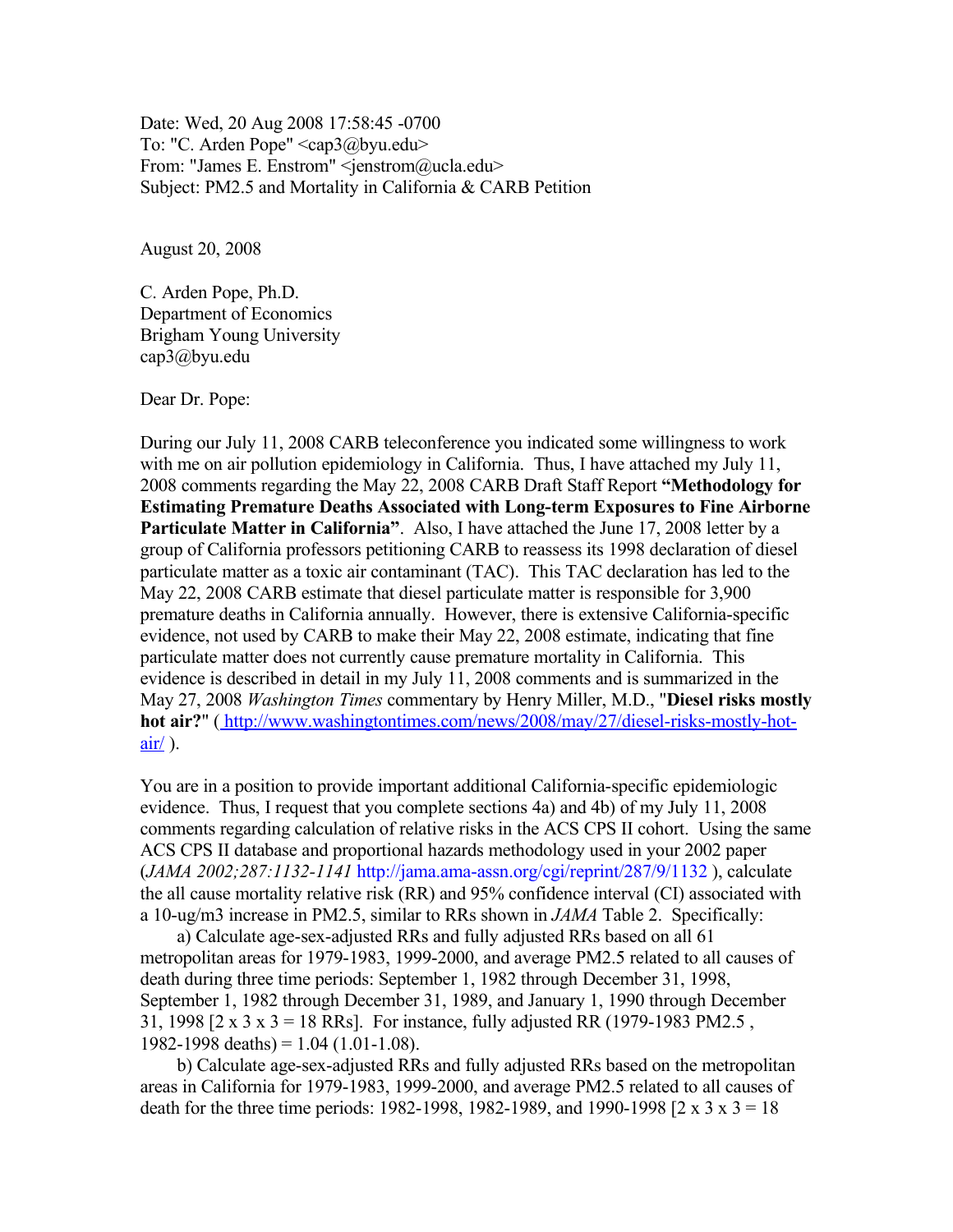Date: Wed, 20 Aug 2008 17:58:45 -0700
To: "C. Arden Pope" <cap3@byu.edu>
From: "James E. Enstrom" <jenstrom@ucla.edu>
Subject: PM2.5 and Mortality in California & CARB Petition

August 20, 2008

C. Arden Pope, Ph.D.
Department of Economics
Brigham Young University
cap3@byu.edu

Dear Dr. Pope:

During our July 11, 2008 CARB teleconference you indicated some willingness to work with me on air pollution epidemiology in California. Thus, I have attached my July 11, 2008 comments regarding the May 22, 2008 CARB Draft Staff Report **"Methodology for Estimating Premature Deaths Associated with Long-term Exposures to Fine Airborne Particulate Matter in California"**. Also, I have attached the June 17, 2008 letter by a group of California professors petitioning CARB to reassess its 1998 declaration of diesel particulate matter as a toxic air contaminant (TAC). This TAC declaration has led to the May 22, 2008 CARB estimate that diesel particulate matter is responsible for 3,900 premature deaths in California annually. However, there is extensive California-specific evidence, not used by CARB to make their May 22, 2008 estimate, indicating that fine particulate matter does not currently cause premature mortality in California. This evidence is described in detail in my July 11, 2008 comments and is summarized in the May 27, 2008 *Washington Times* commentary by Henry Miller, M.D., "**Diesel risks mostly hot air?**" ( http://www.washingtontimes.com/news/2008/may/27/diesel-risks-mostly-hot-air/ ).

You are in a position to provide important additional California-specific epidemiologic evidence. Thus, I request that you complete sections 4a) and 4b) of my July 11, 2008 comments regarding calculation of relative risks in the ACS CPS II cohort. Using the same ACS CPS II database and proportional hazards methodology used in your 2002 paper (*JAMA 2002;287:1132-1141* http://jama.ama-assn.org/cgi/reprint/287/9/1132 ), calculate the all cause mortality relative risk (RR) and 95% confidence interval (CI) associated with a 10-ug/m3 increase in PM2.5, similar to RRs shown in *JAMA* Table 2. Specifically:

a) Calculate age-sex-adjusted RRs and fully adjusted RRs based on all 61 metropolitan areas for 1979-1983, 1999-2000, and average PM2.5 related to all causes of death during three time periods: September 1, 1982 through December 31, 1998, September 1, 1982 through December 31, 1989, and January 1, 1990 through December 31, 1998 [2 x 3 x 3 = 18 RRs]. For instance, fully adjusted RR (1979-1983 PM2.5 , 1982-1998 deaths) = 1.04 (1.01-1.08).

b) Calculate age-sex-adjusted RRs and fully adjusted RRs based on the metropolitan areas in California for 1979-1983, 1999-2000, and average PM2.5 related to all causes of death for the three time periods: 1982-1998, 1982-1989, and 1990-1998 [2 x 3 x 3 = 18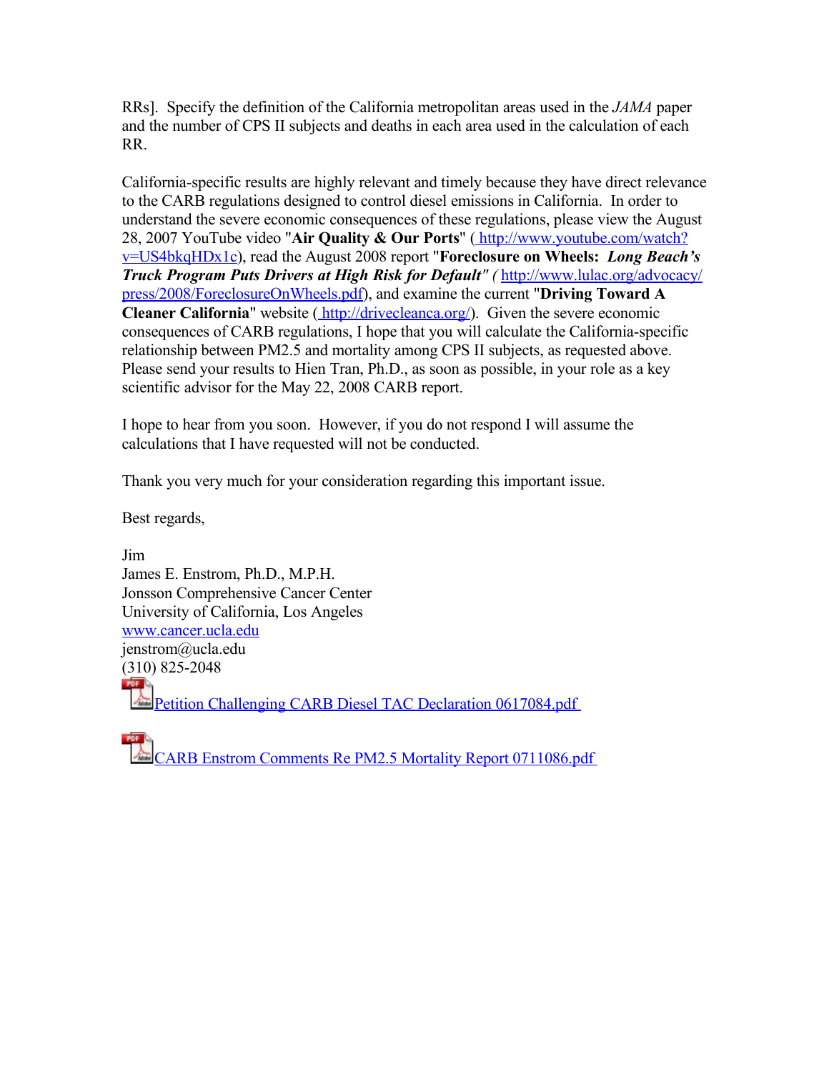RRs]. Specify the definition of the California metropolitan areas used in the *JAMA* paper and the number of CPS II subjects and deaths in each area used in the calculation of each RR.

California-specific results are highly relevant and timely because they have direct relevance to the CARB regulations designed to control diesel emissions in California. In order to understand the severe economic consequences of these regulations, please view the August 28, 2007 YouTube video "**Air Quality & Our Ports**" ( http://www.youtube.com/watch?v=US4bkqHDx1c), read the August 2008 report "**Foreclosure on Wheels:** ***Long Beach's Truck Program Puts Drivers at High Risk for Default"*** *(* http://www.lulac.org/advocacy/press/2008/ForeclosureOnWheels.pdf), and examine the current "**Driving Toward A Cleaner California**" website ( http://drivecleanca.org/). Given the severe economic consequences of CARB regulations, I hope that you will calculate the California-specific relationship between PM2.5 and mortality among CPS II subjects, as requested above. Please send your results to Hien Tran, Ph.D., as soon as possible, in your role as a key scientific advisor for the May 22, 2008 CARB report.

I hope to hear from you soon. However, if you do not respond I will assume the calculations that I have requested will not be conducted.

Thank you very much for your consideration regarding this important issue.

Best regards,

Jim
James E. Enstrom, Ph.D., M.P.H.
Jonsson Comprehensive Cancer Center
University of California, Los Angeles
www.cancer.ucla.edu
jenstrom@ucla.edu
(310) 825-2048

Petition Challenging CARB Diesel TAC Declaration 0617084.pdf

CARB Enstrom Comments Re PM2.5 Mortality Report 0711086.pdf